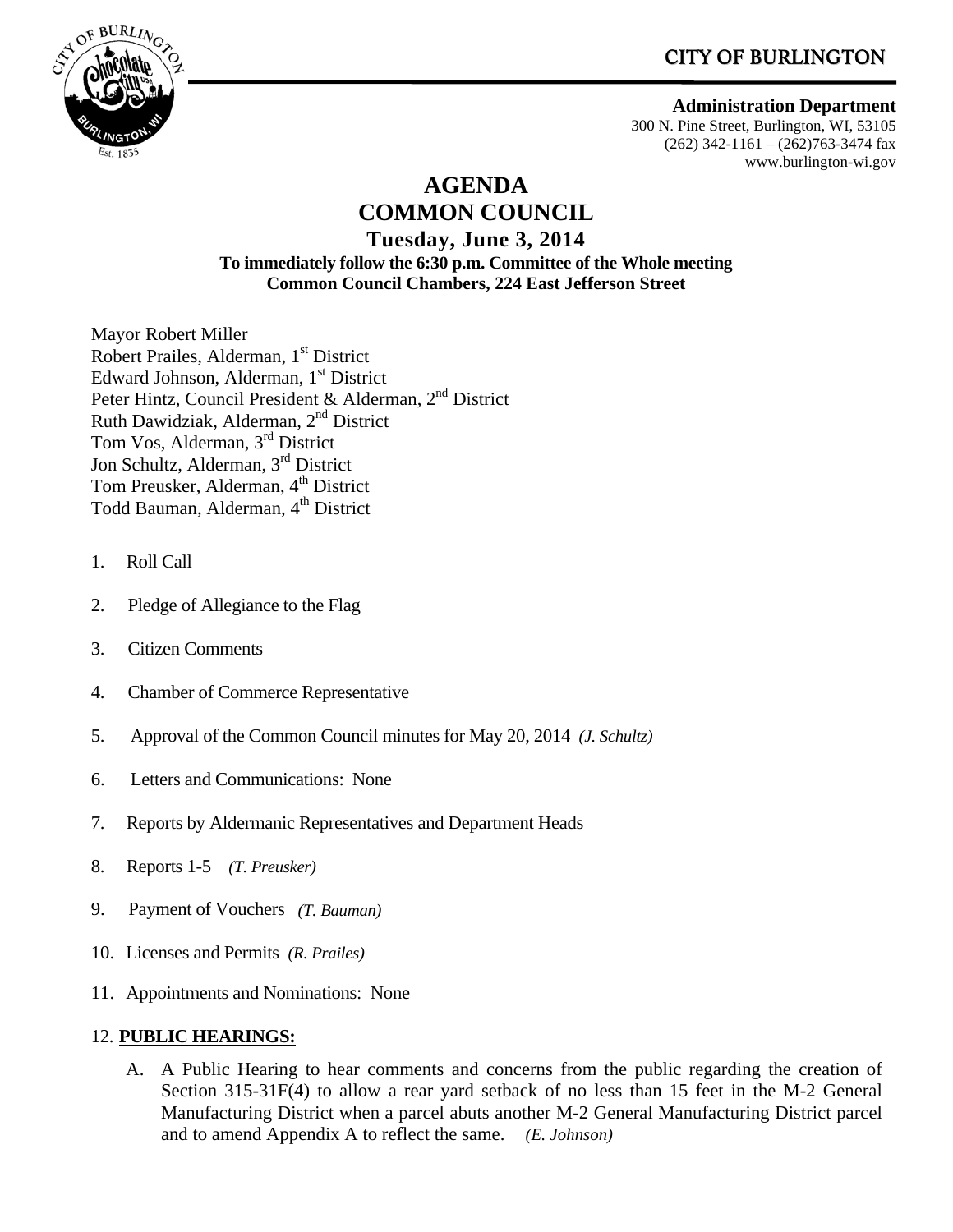CITY OF BURLINGTON

**Administration Department**
300 N. Pine Street, Burlington, WI, 53105
(262) 342-1161 – (262)763-3474 fax
www.burlington-wi.gov

# AGENDA
# COMMON COUNCIL

**Tuesday, June 3, 2014**
**To immediately follow the 6:30 p.m. Committee of the Whole meeting**
**Common Council Chambers, 224 East Jefferson Street**

Mayor Robert Miller
Robert Prailes, Alderman, 1st District
Edward Johnson, Alderman, 1st District
Peter Hintz, Council President & Alderman, 2nd District
Ruth Dawidziak, Alderman, 2nd District
Tom Vos, Alderman, 3rd District
Jon Schultz, Alderman, 3rd District
Tom Preusker, Alderman, 4th District
Todd Bauman, Alderman, 4th District

1. Roll Call
2. Pledge of Allegiance to the Flag
3. Citizen Comments
4. Chamber of Commerce Representative
5. Approval of the Common Council minutes for May 20, 2014 *(J. Schultz)*
6. Letters and Communications: None
7. Reports by Aldermanic Representatives and Department Heads
8. Reports 1-5 *(T. Preusker)*
9. Payment of Vouchers *(T. Bauman)*
10. Licenses and Permits *(R. Prailes)*
11. Appointments and Nominations: None
12. **PUBLIC HEARINGS:**

    A. A Public Hearing to hear comments and concerns from the public regarding the creation of Section 315-31F(4) to allow a rear yard setback of no less than 15 feet in the M-2 General Manufacturing District when a parcel abuts another M-2 General Manufacturing District parcel and to amend Appendix A to reflect the same. *(E. Johnson)*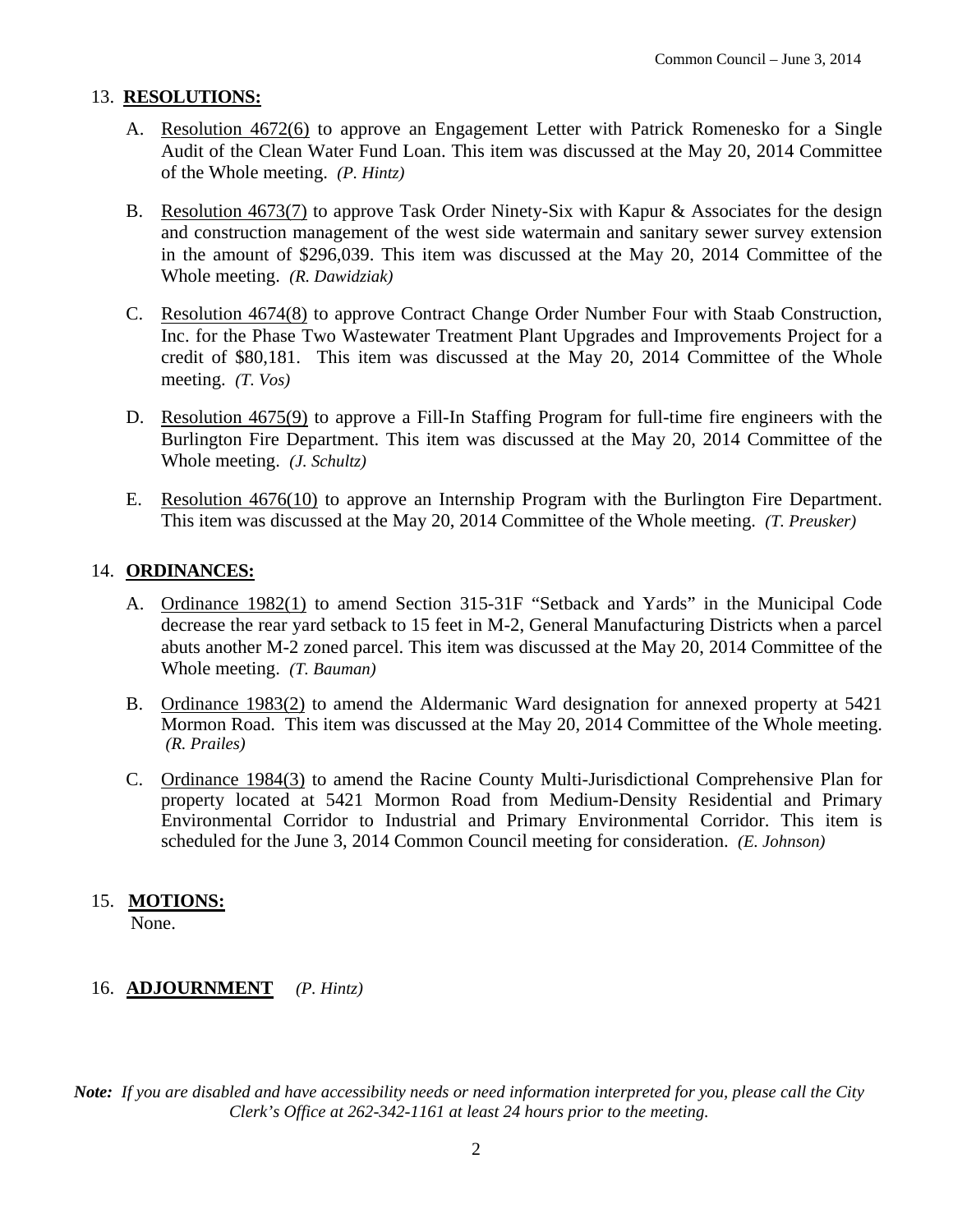13. **RESOLUTIONS:**

   A. Resolution 4672(6) to approve an Engagement Letter with Patrick Romenesko for a Single Audit of the Clean Water Fund Loan. This item was discussed at the May 20, 2014 Committee of the Whole meeting. *(P. Hintz)*

   B. Resolution 4673(7) to approve Task Order Ninety-Six with Kapur & Associates for the design and construction management of the west side watermain and sanitary sewer survey extension in the amount of $296,039. This item was discussed at the May 20, 2014 Committee of the Whole meeting. *(R. Dawidziak)*

   C. Resolution 4674(8) to approve Contract Change Order Number Four with Staab Construction, Inc. for the Phase Two Wastewater Treatment Plant Upgrades and Improvements Project for a credit of $80,181. This item was discussed at the May 20, 2014 Committee of the Whole meeting. *(T. Vos)*

   D. Resolution 4675(9) to approve a Fill-In Staffing Program for full-time fire engineers with the Burlington Fire Department. This item was discussed at the May 20, 2014 Committee of the Whole meeting. *(J. Schultz)*

   E. Resolution 4676(10) to approve an Internship Program with the Burlington Fire Department. This item was discussed at the May 20, 2014 Committee of the Whole meeting. *(T. Preusker)*

14. **ORDINANCES:**

   A. Ordinance 1982(1) to amend Section 315-31F "Setback and Yards" in the Municipal Code decrease the rear yard setback to 15 feet in M-2, General Manufacturing Districts when a parcel abuts another M-2 zoned parcel. This item was discussed at the May 20, 2014 Committee of the Whole meeting. *(T. Bauman)*

   B. Ordinance 1983(2) to amend the Aldermanic Ward designation for annexed property at 5421 Mormon Road. This item was discussed at the May 20, 2014 Committee of the Whole meeting. *(R. Prailes)*

   C. Ordinance 1984(3) to amend the Racine County Multi-Jurisdictional Comprehensive Plan for property located at 5421 Mormon Road from Medium-Density Residential and Primary Environmental Corridor to Industrial and Primary Environmental Corridor. This item is scheduled for the June 3, 2014 Common Council meeting for consideration. *(E. Johnson)*

15. **MOTIONS:**
   None.

16. **ADJOURNMENT** *(P. Hintz)*

***Note:** If you are disabled and have accessibility needs or need information interpreted for you, please call the City Clerk's Office at 262-342-1161 at least 24 hours prior to the meeting.*